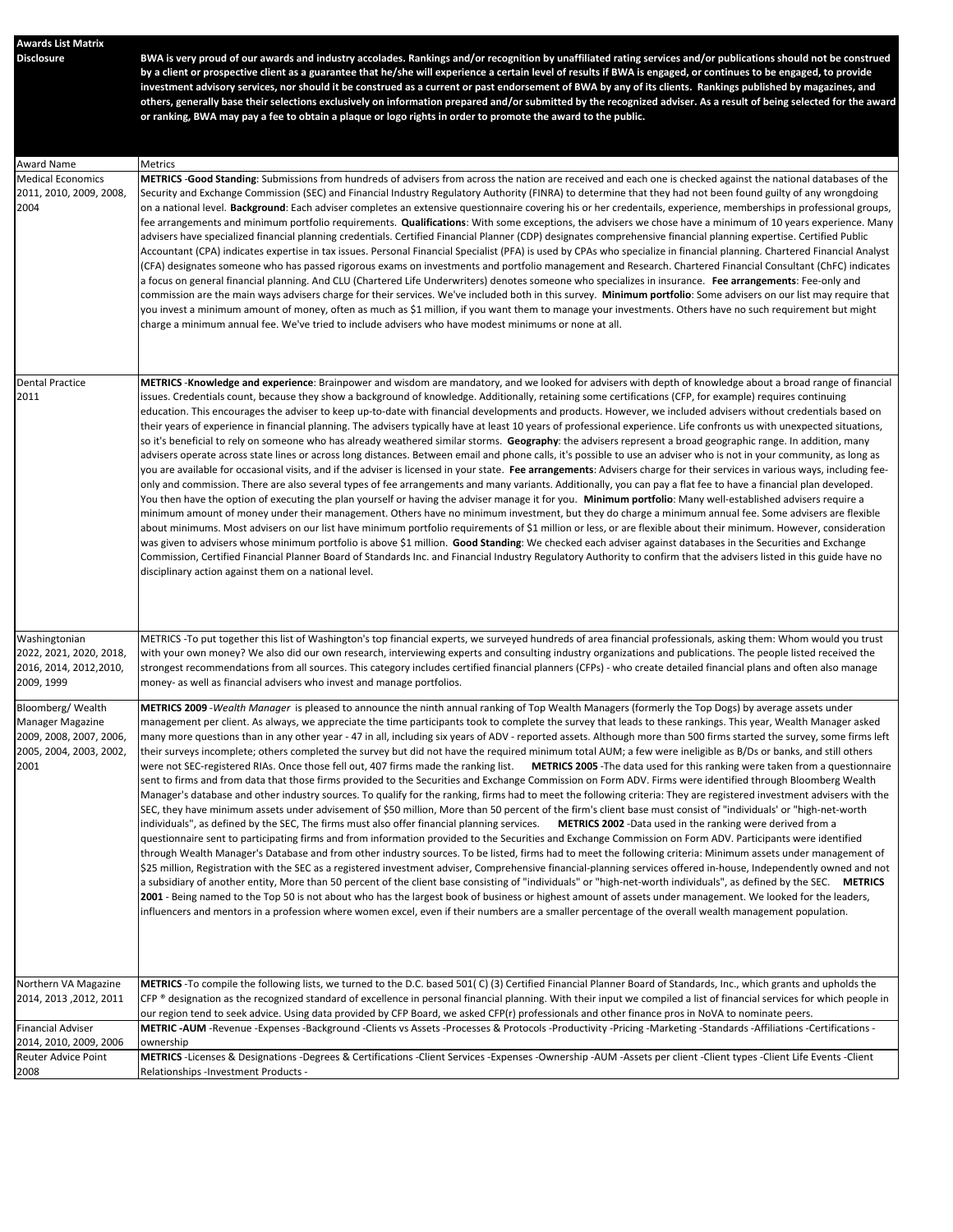| Awards List Matrix Disclosure | BWA is very proud of our awards and industry accolades. Rankings and/or recognition by unaffiliated rating services and/or publications should not be construed by a client or prospective client as a guarantee that he/she will experience a certain level of results if BWA is engaged, or continues to be engaged, to provide investment advisory services, nor should it be construed as a current or past endorsement of BWA by any of its clients. Rankings published by magazines, and others, generally base their selections exclusively on information prepared and/or submitted by the recognized adviser. As a result of being selected for the award or ranking, BWA may pay a fee to obtain a plaque or logo rights in order to promote the award to the public. |
|---|---|
| Award Name | Metrics |
| Medical Economics 2011, 2010, 2009, 2008, 2004 | **METRICS** -**Good Standing**: Submissions from hundreds of advisers from across the nation are received and each one is checked against the national databases of the Security and Exchange Commission (SEC) and Financial Industry Regulatory Authority (FINRA) to determine that they had not been found guilty of any wrongdoing on a national level. **Background**: Each adviser completes an extensive questionnaire covering his or her credentails, experience, memberships in professional groups, fee arrangements and minimum portfolio requirements. **Qualifications**: With some exceptions, the advisers we chose have a minimum of 10 years experience. Many advisers have specialized financial planning credentials. Certified Financial Planner (CDP) designates comprehensive financial planning expertise. Certified Public Accountant (CPA) indicates expertise in tax issues. Personal Financial Specialist (PFA) is used by CPAs who specialize in financial planning. Chartered Financial Analyst (CFA) designates someone who has passed rigorous exams on investments and portfolio management and Research. Chartered Financial Consultant (ChFC) indicates a focus on general financial planning. And CLU (Chartered Life Underwriters) denotes someone who specializes in insurance. **Fee arrangements**: Fee-only and commission are the main ways advisers charge for their services. We've included both in this survey. **Minimum portfolio**: Some advisers on our list may require that you invest a minimum amount of money, often as much as $1 million, if you want them to manage your investments. Others have no such requirement but might charge a minimum annual fee. We've tried to include advisers who have modest minimums or none at all. |
| Dental Practice 2011 | **METRICS** -**Knowledge and experience**: Brainpower and wisdom are mandatory, and we looked for advisers with depth of knowledge about a broad range of financial issues. Credentials count, because they show a background of knowledge. Additionally, retaining some certifications (CFP, for example) requires continuing education. This encourages the adviser to keep up-to-date with financial developments and products. However, we included advisers without credentials based on their years of experience in financial planning. The advisers typically have at least 10 years of professional experience. Life confronts us with unexpected situations, so it's beneficial to rely on someone who has already weathered similar storms. **Geography**: the advisers represent a broad geographic range. In addition, many advisers operate across state lines or across long distances. Between email and phone calls, it's possible to use an adviser who is not in your community, as long as you are available for occasional visits, and if the adviser is licensed in your state. **Fee arrangements**: Advisers charge for their services in various ways, including fee-only and commission. There are also several types of fee arrangements and many variants. Additionally, you can pay a flat fee to have a financial plan developed. You then have the option of executing the plan yourself or having the adviser manage it for you. **Minimum portfolio**: Many well-established advisers require a minimum amount of money under their management. Others have no minimum investment, but they do charge a minimum annual fee. Some advisers are flexible about minimums. Most advisers on our list have minimum portfolio requirements of $1 million or less, or are flexible about their minimum. However, consideration was given to advisers whose minimum portfolio is above $1 million. **Good Standing**: We checked each adviser against databases in the Securities and Exchange Commission, Certified Financial Planner Board of Standards Inc. and Financial Industry Regulatory Authority to confirm that the advisers listed in this guide have no disciplinary action against them on a national level. |
| Washingtonian 2022, 2021, 2020, 2018, 2016, 2014, 2012,2010, 2009, 1999 | METRICS -To put together this list of Washington's top financial experts, we surveyed hundreds of area financial professionals, asking them: Whom would you trust with your own money? We also did our own research, interviewing experts and consulting industry organizations and publications. The people listed received the strongest recommendations from all sources. This category includes certified financial planners (CFPs) - who create detailed financial plans and often also manage money- as well as financial advisers who invest and manage portfolios. |
| Bloomberg/ Wealth Manager Magazine 2009, 2008, 2007, 2006, 2005, 2004, 2003, 2002, 2001 | **METRICS 2009** -*Wealth Manager* is pleased to announce the ninth annual ranking of Top Wealth Managers (formerly the Top Dogs) by average assets under management per client. As always, we appreciate the time participants took to complete the survey that leads to these rankings. This year, Wealth Manager asked many more questions than in any other year - 47 in all, including six years of ADV - reported assets. Although more than 500 firms started the survey, some firms left their surveys incomplete; others completed the survey but did not have the required minimum total AUM; a few were ineligible as B/Ds or banks, and still others were not SEC-registered RIAs. Once those fell out, 407 firms made the ranking list. **METRICS 2005** -The data used for this ranking were taken from a questionnaire sent to firms and from data that those firms provided to the Securities and Exchange Commission on Form ADV. Firms were identified through Bloomberg Wealth Manager's database and other industry sources. To qualify for the ranking, firms had to meet the following criteria: They are registered investment advisers with the SEC, they have minimum assets under advisement of $50 million, More than 50 percent of the firm's client base must consist of "individuals' or "high-net-worth individuals", as defined by the SEC, The firms must also offer financial planning services. **METRICS 2002** -Data used in the ranking were derived from a questionnaire sent to participating firms and from information provided to the Securities and Exchange Commission on Form ADV. Participants were identified through Wealth Manager's Database and from other industry sources. To be listed, firms had to meet the following criteria: Minimum assets under management of $25 million, Registration with the SEC as a registered investment adviser, Comprehensive financial-planning services offered in-house, Independently owned and not a subsidiary of another entity, More than 50 percent of the client base consisting of "individuals" or "high-net-worth individuals", as defined by the SEC. **METRICS 2001** - Being named to the Top 50 is not about who has the largest book of business or highest amount of assets under management. We looked for the leaders, influencers and mentors in a profession where women excel, even if their numbers are a smaller percentage of the overall wealth management population. |
| Northern VA Magazine 2014, 2013 ,2012, 2011 | **METRICS** -To compile the following lists, we turned to the D.C. based 501( C) (3) Certified Financial Planner Board of Standards, Inc., which grants and upholds the CFP ® designation as the recognized standard of excellence in personal financial planning. With their input we compiled a list of financial services for which people in our region tend to seek advice. Using data provided by CFP Board, we asked CFP(r) professionals and other finance pros in NoVA to nominate peers. |
| Financial Adviser 2014, 2010, 2009, 2006 | **METRIC -AUM** -Revenue -Expenses -Background -Clients vs Assets -Processes & Protocols -Productivity -Pricing -Marketing -Standards -Affiliations -Certifications -ownership |
| Reuter Advice Point 2008 | **METRICS** -Licenses & Designations -Degrees & Certifications -Client Services -Expenses -Ownership -AUM -Assets per client -Client types -Client Life Events -Client Relationships -Investment Products - |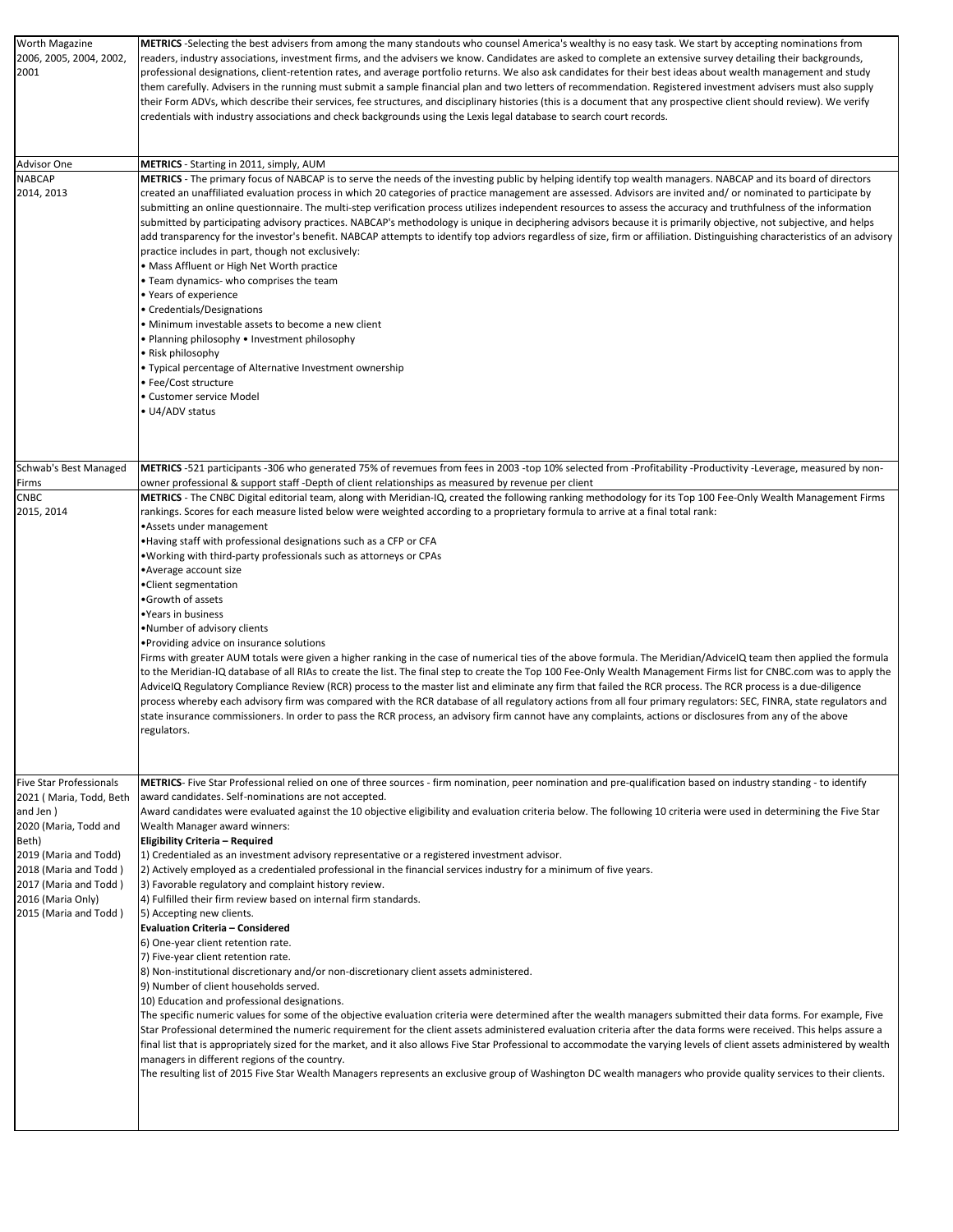| | |
|---|---|
| Worth Magazine<br>2006, 2005, 2004, 2002, 2001 | **METRICS** -Selecting the best advisers from among the many standouts who counsel America's wealthy is no easy task. We start by accepting nominations from readers, industry associations, investment firms, and the advisers we know. Candidates are asked to complete an extensive survey detailing their backgrounds, professional designations, client-retention rates, and average portfolio returns. We also ask candidates for their best ideas about wealth management and study them carefully. Advisers in the running must submit a sample financial plan and two letters of recommendation. Registered investment advisers must also supply their Form ADVs, which describe their services, fee structures, and disciplinary histories (this is a document that any prospective client should review). We verify credentials with industry associations and check backgrounds using the Lexis legal database to search court records. |
| Advisor One | **METRICS** - Starting in 2011, simply, AUM |
| NABCAP<br>2014, 2013 | **METRICS** - The primary focus of NABCAP is to serve the needs of the investing public by helping identify top wealth managers. NABCAP and its board of directors created an unaffiliated evaluation process in which 20 categories of practice management are assessed. Advisors are invited and/ or nominated to participate by submitting an online questionnaire. The multi-step verification process utilizes independent resources to assess the accuracy and truthfulness of the information submitted by participating advisory practices. NABCAP's methodology is unique in deciphering advisors because it is primarily objective, not subjective, and helps add transparency for the investor's benefit. NABCAP attempts to identify top adviors regardless of size, firm or affiliation. Distinguishing characteristics of an advisory practice includes in part, though not exclusively:<br>• Mass Affluent or High Net Worth practice<br>• Team dynamics- who comprises the team<br>• Years of experience<br>• Credentials/Designations<br>• Minimum investable assets to become a new client<br>• Planning philosophy • Investment philosophy<br>• Risk philosophy<br>• Typical percentage of Alternative Investment ownership<br>• Fee/Cost structure<br>• Customer service Model<br>• U4/ADV status |
| Schwab's Best Managed Firms | **METRICS** -521 participants -306 who generated 75% of revemues from fees in 2003 -top 10% selected from -Profitability -Productivity -Leverage, measured by non-owner professional & support staff -Depth of client relationships as measured by revenue per client |
| CNBC<br>2015, 2014 | **METRICS** - The CNBC Digital editorial team, along with Meridian-IQ, created the following ranking methodology for its Top 100 Fee-Only Wealth Management Firms rankings. Scores for each measure listed below were weighted according to a proprietary formula to arrive at a final total rank:<br>•Assets under management<br>•Having staff with professional designations such as a CFP or CFA<br>•Working with third-party professionals such as attorneys or CPAs<br>•Average account size<br>•Client segmentation<br>•Growth of assets<br>•Years in business<br>•Number of advisory clients<br>•Providing advice on insurance solutions<br>Firms with greater AUM totals were given a higher ranking in the case of numerical ties of the above formula. The Meridian/AdviceIQ team then applied the formula to the Meridian-IQ database of all RIAs to create the list. The final step to create the Top 100 Fee-Only Wealth Management Firms list for CNBC.com was to apply the AdviceIQ Regulatory Compliance Review (RCR) process to the master list and eliminate any firm that failed the RCR process. The RCR process is a due-diligence process whereby each advisory firm was compared with the RCR database of all regulatory actions from all four primary regulators: SEC, FINRA, state regulators and state insurance commissioners. In order to pass the RCR process, an advisory firm cannot have any complaints, actions or disclosures from any of the above regulators. |
| Five Star Professionals<br>2021 ( Maria, Todd, Beth and Jen )<br>2020 (Maria, Todd and Beth)<br>2019 (Maria and Todd)<br>2018 (Maria and Todd )<br>2017 (Maria and Todd )<br>2016 (Maria Only)<br>2015 (Maria and Todd ) | **METRICS**- Five Star Professional relied on one of three sources - firm nomination, peer nomination and pre-qualification based on industry standing - to identify award candidates. Self-nominations are not accepted.<br>Award candidates were evaluated against the 10 objective eligibility and evaluation criteria below. The following 10 criteria were used in determining the Five Star Wealth Manager award winners:<br>**Eligibility Criteria – Required**<br>1) Credentialed as an investment advisory representative or a registered investment advisor.<br>2) Actively employed as a credentialed professional in the financial services industry for a minimum of five years.<br>3) Favorable regulatory and complaint history review.<br>4) Fulfilled their firm review based on internal firm standards.<br>5) Accepting new clients.<br>**Evaluation Criteria – Considered**<br>6) One-year client retention rate.<br>7) Five-year client retention rate.<br>8) Non-institutional discretionary and/or non-discretionary client assets administered.<br>9) Number of client households served.<br>10) Education and professional designations.<br>The specific numeric values for some of the objective evaluation criteria were determined after the wealth managers submitted their data forms. For example, Five Star Professional determined the numeric requirement for the client assets administered evaluation criteria after the data forms were received. This helps assure a final list that is appropriately sized for the market, and it also allows Five Star Professional to accommodate the varying levels of client assets administered by wealth managers in different regions of the country.<br>The resulting list of 2015 Five Star Wealth Managers represents an exclusive group of Washington DC wealth managers who provide quality services to their clients. |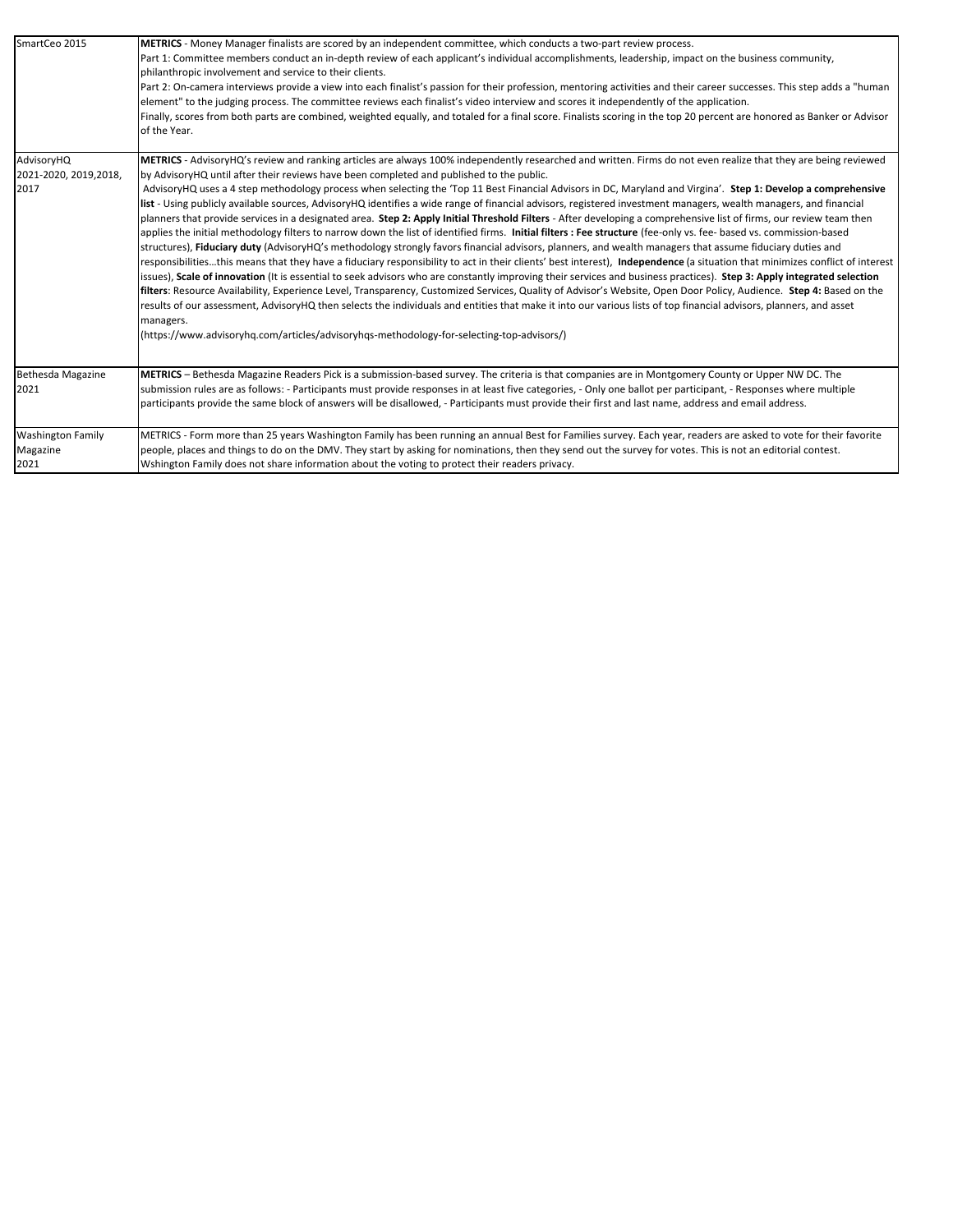| | |
|---|---|
| SmartCeo 2015 | **METRICS** - Money Manager finalists are scored by an independent committee, which conducts a two-part review process.<br>Part 1: Committee members conduct an in-depth review of each applicant's individual accomplishments, leadership, impact on the business community, philanthropic involvement and service to their clients.<br>Part 2: On-camera interviews provide a view into each finalist's passion for their profession, mentoring activities and their career successes. This step adds a "human element" to the judging process. The committee reviews each finalist's video interview and scores it independently of the application.<br>Finally, scores from both parts are combined, weighted equally, and totaled for a final score. Finalists scoring in the top 20 percent are honored as Banker or Advisor of the Year. |
| AdvisoryHQ<br>2021-2020, 2019,2018, 2017 | **METRICS** - AdvisoryHQ's review and ranking articles are always 100% independently researched and written. Firms do not even realize that they are being reviewed by AdvisoryHQ until after their reviews have been completed and published to the public.<br>AdvisoryHQ uses a 4 step methodology process when selecting the 'Top 11 Best Financial Advisors in DC, Maryland and Virgina'. **Step 1: Develop a comprehensive list** - Using publicly available sources, AdvisoryHQ identifies a wide range of financial advisors, registered investment managers, wealth managers, and financial planners that provide services in a designated area. **Step 2: Apply Initial Threshold Filters** - After developing a comprehensive list of firms, our review team then applies the initial methodology filters to narrow down the list of identified firms. **Initial filters : Fee structure** (fee-only vs. fee- based vs. commission-based structures), **Fiduciary duty** (AdvisoryHQ's methodology strongly favors financial advisors, planners, and wealth managers that assume fiduciary duties and responsibilities…this means that they have a fiduciary responsibility to act in their clients' best interest), **Independence** (a situation that minimizes conflict of interest issues), **Scale of innovation** (It is essential to seek advisors who are constantly improving their services and business practices). **Step 3: Apply integrated selection filters**: Resource Availability, Experience Level, Transparency, Customized Services, Quality of Advisor's Website, Open Door Policy, Audience. **Step 4:** Based on the results of our assessment, AdvisoryHQ then selects the individuals and entities that make it into our various lists of top financial advisors, planners, and asset managers.<br>(https://www.advisoryhq.com/articles/advisoryhqs-methodology-for-selecting-top-advisors/) |
| Bethesda Magazine<br>2021 | **METRICS** – Bethesda Magazine Readers Pick is a submission-based survey. The criteria is that companies are in Montgomery County or Upper NW DC. The submission rules are as follows: - Participants must provide responses in at least five categories, - Only one ballot per participant, - Responses where multiple participants provide the same block of answers will be disallowed, - Participants must provide their first and last name, address and email address. |
| Washington Family Magazine<br>2021 | METRICS - Form more than 25 years Washington Family has been running an annual Best for Families survey. Each year, readers are asked to vote for their favorite people, places and things to do on the DMV. They start by asking for nominations, then they send out the survey for votes. This is not an editorial contest. Wshington Family does not share information about the voting to protect their readers privacy. |